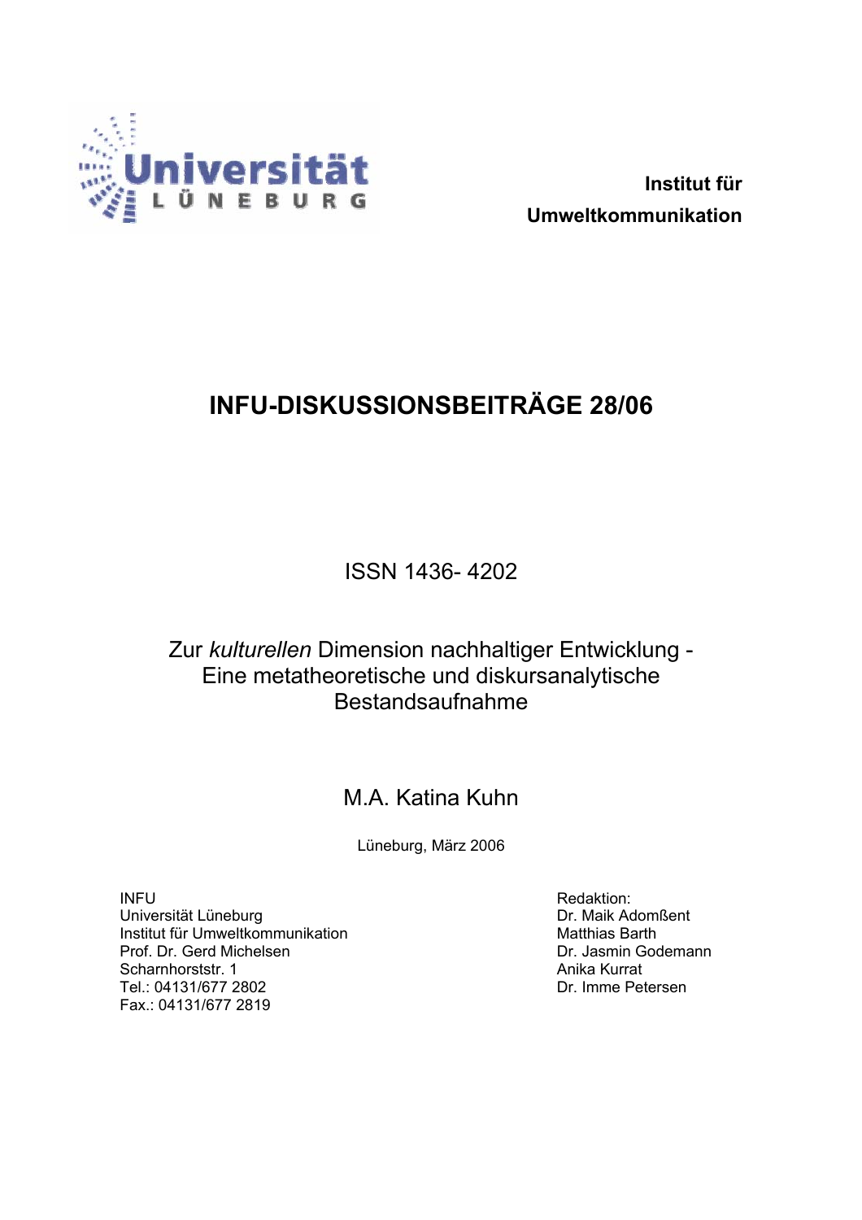Universität Lüneburg

**Institut für Umweltkommunikation**

# INFU-DISKUSSIONSBEITRÄGE 28/06

ISSN 1436- 4202

## Zur *kulturellen* Dimension nachhaltiger Entwicklung - Eine metatheoretische und diskursanalytische Bestandsaufnahme

M.A. Katina Kuhn

Lüneburg, März 2006

INFU
Universität Lüneburg
Institut für Umweltkommunikation
Prof. Dr. Gerd Michelsen
Scharnhorststr. 1
Tel.: 04131/677 2802
Fax.: 04131/677 2819

Redaktion:
Dr. Maik Adomßent
Matthias Barth
Dr. Jasmin Godemann
Anika Kurrat
Dr. Imme Petersen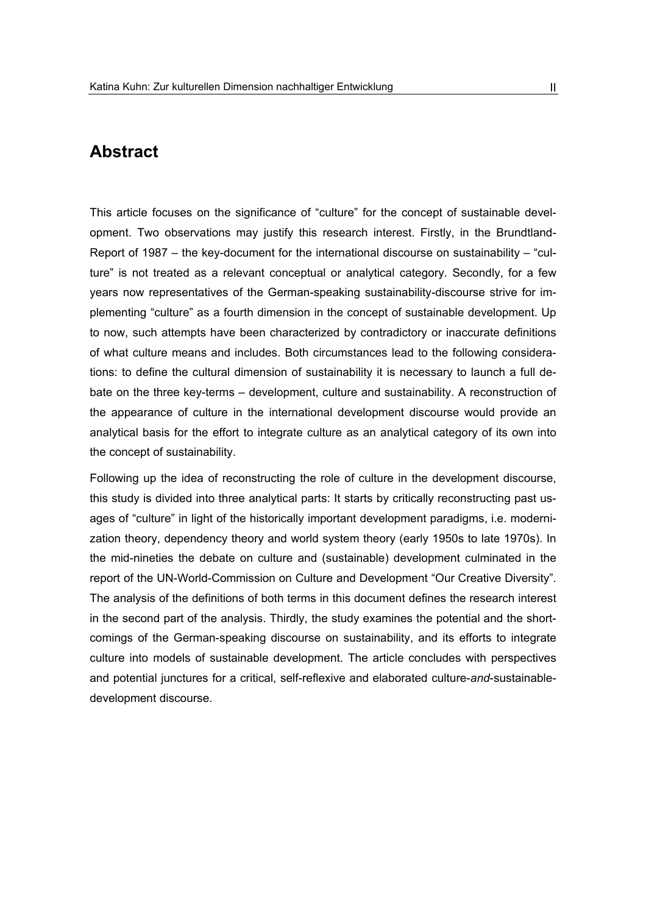## Abstract

This article focuses on the significance of "culture" for the concept of sustainable development. Two observations may justify this research interest. Firstly, in the Brundtland-Report of 1987 – the key-document for the international discourse on sustainability – "culture" is not treated as a relevant conceptual or analytical category. Secondly, for a few years now representatives of the German-speaking sustainability-discourse strive for implementing "culture" as a fourth dimension in the concept of sustainable development. Up to now, such attempts have been characterized by contradictory or inaccurate definitions of what culture means and includes. Both circumstances lead to the following considerations: to define the cultural dimension of sustainability it is necessary to launch a full debate on the three key-terms – development, culture and sustainability. A reconstruction of the appearance of culture in the international development discourse would provide an analytical basis for the effort to integrate culture as an analytical category of its own into the concept of sustainability.

Following up the idea of reconstructing the role of culture in the development discourse, this study is divided into three analytical parts: It starts by critically reconstructing past usages of "culture" in light of the historically important development paradigms, i.e. modernization theory, dependency theory and world system theory (early 1950s to late 1970s). In the mid-nineties the debate on culture and (sustainable) development culminated in the report of the UN-World-Commission on Culture and Development "Our Creative Diversity". The analysis of the definitions of both terms in this document defines the research interest in the second part of the analysis. Thirdly, the study examines the potential and the shortcomings of the German-speaking discourse on sustainability, and its efforts to integrate culture into models of sustainable development. The article concludes with perspectives and potential junctures for a critical, self-reflexive and elaborated culture-*and*-sustainable-development discourse.